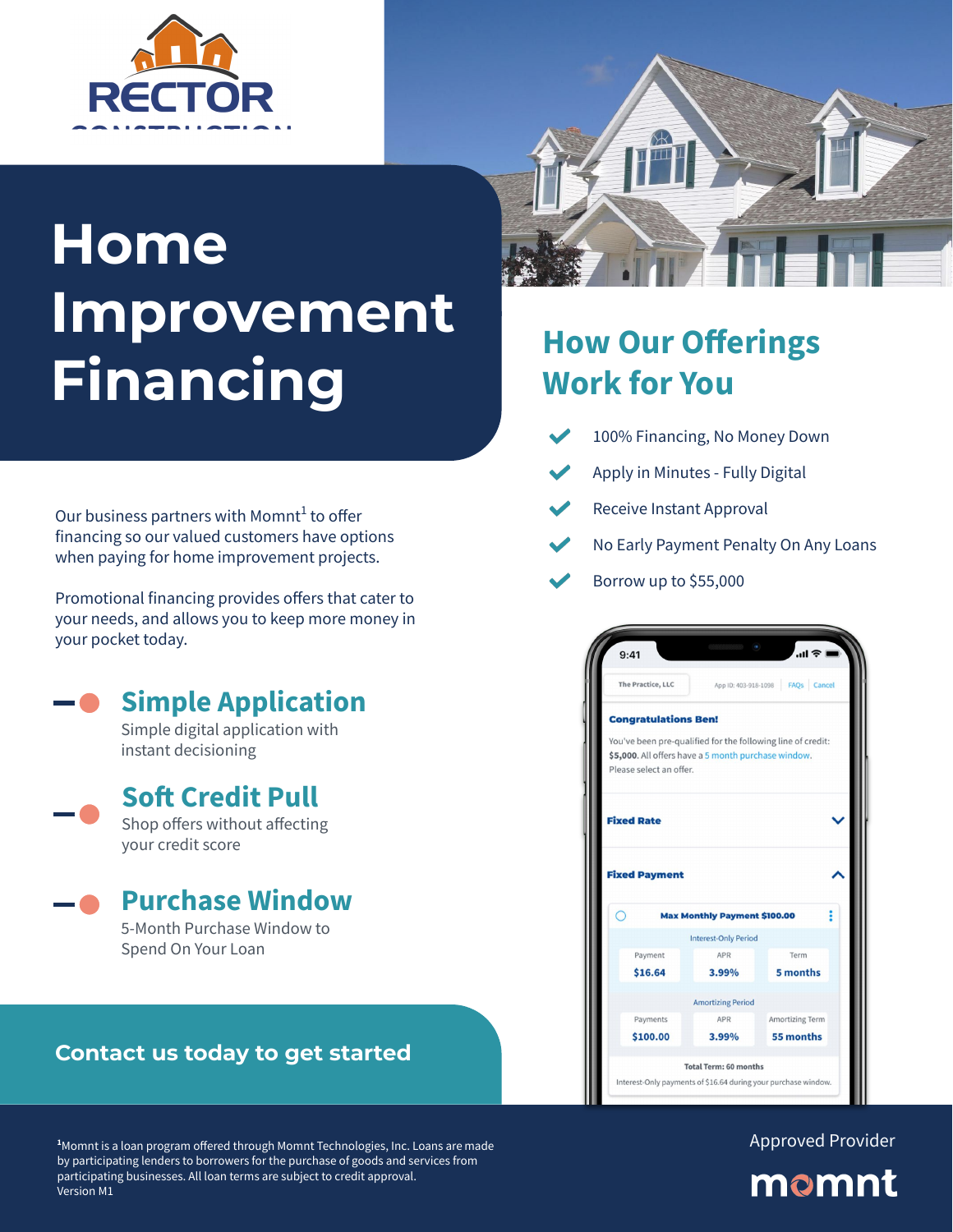RECTOR CONSTRUCTION

# Home Improvement Financing

Our business partners with Momnt[1] to offer financing so our valued customers have options when paying for home improvement projects.

Promotional financing provides offers that cater to your needs, and allows you to keep more money in your pocket today.

## Simple Application

Simple digital application with instant decisioning

## Soft Credit Pull

Shop offers without affecting your credit score

## Purchase Window

5-Month Purchase Window to Spend On Your Loan

**Contact us today to get started**

## How Our Offerings Work for You

- 100% Financing, No Money Down
- Apply in Minutes - Fully Digital
- Receive Instant Approval
- No Early Payment Penalty On Any Loans
- Borrow up to $55,000

9:41

The Practice, LLC — App ID: 403-918-1098 | FAQs | Cancel

**Congratulations Ben!**

You've been pre-qualified for the following line of credit: **$5,000.** All offers have a 5 month purchase window. Please select an offer.

**Fixed Rate**

**Fixed Payment**

**Max Monthly Payment $100.00**

Interest-Only Period

| Payment | APR | Term |
| --- | --- | --- |
| $16.64 | 3.99% | 5 months |

Amortizing Period

| Payments | APR | Amortizing Term |
| --- | --- | --- |
| $100.00 | 3.99% | 55 months |

**Total Term: 60 months**

Interest-Only payments of $16.64 during your purchase window.

[1]Momnt is a loan program offered through Momnt Technologies, Inc. Loans are made by participating lenders to borrowers for the purchase of goods and services from participating businesses. All loan terms are subject to credit approval.
Version M1

Approved Provider

momnt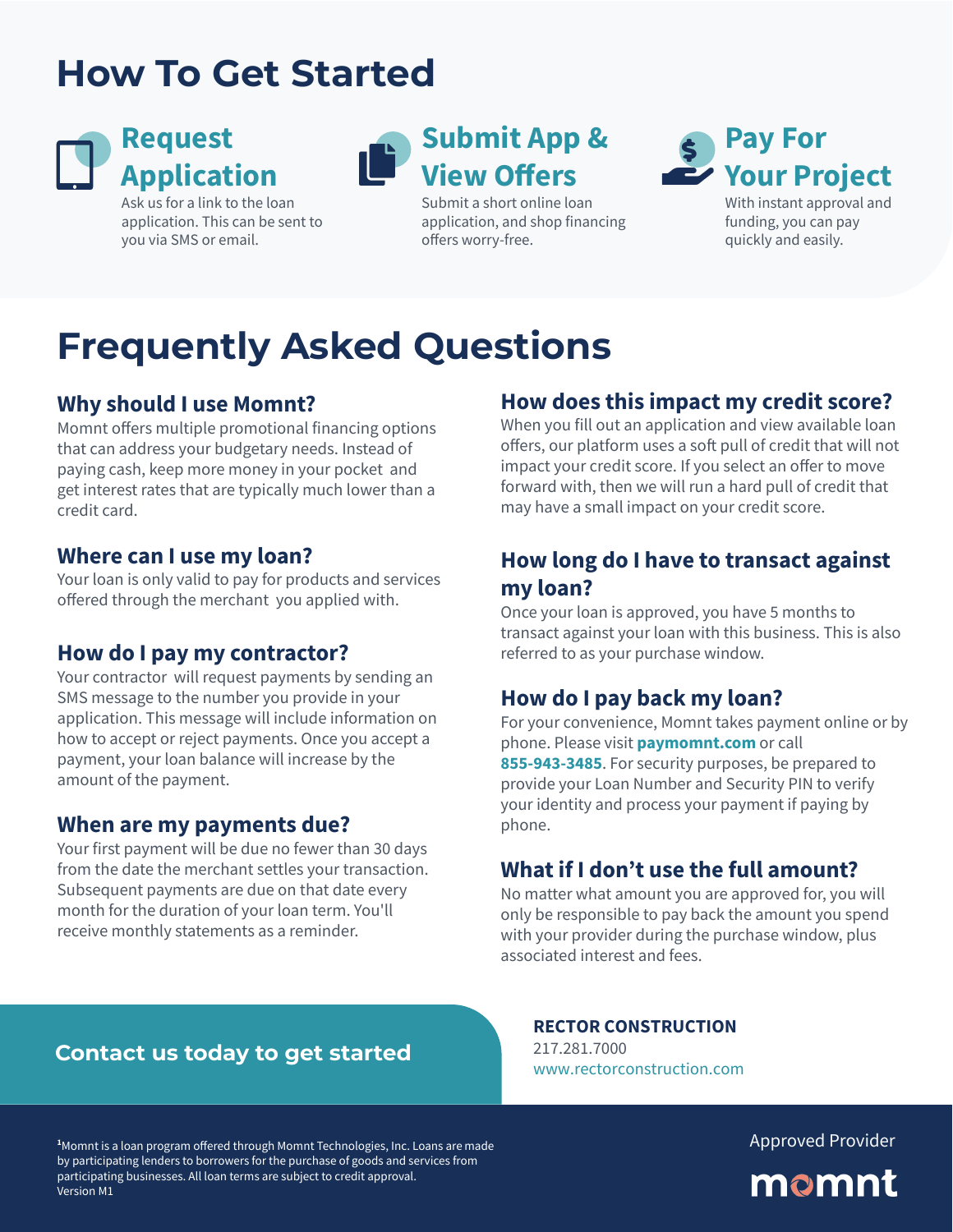# How To Get Started

### Request Application

Ask us for a link to the loan application. This can be sent to you via SMS or email.

### Submit App & View Offers

Submit a short online loan application, and shop financing offers worry-free.

### Pay For Your Project

With instant approval and funding, you can pay quickly and easily.

# Frequently Asked Questions

### Why should I use Momnt?

Momnt offers multiple promotional financing options that can address your budgetary needs. Instead of paying cash, keep more money in your pocket and get interest rates that are typically much lower than a credit card.

### Where can I use my loan?

Your loan is only valid to pay for products and services offered through the merchant you applied with.

### How do I pay my contractor?

Your contractor will request payments by sending an SMS message to the number you provide in your application. This message will include information on how to accept or reject payments. Once you accept a payment, your loan balance will increase by the amount of the payment.

### When are my payments due?

Your first payment will be due no fewer than 30 days from the date the merchant settles your transaction. Subsequent payments are due on that date every month for the duration of your loan term. You'll receive monthly statements as a reminder.

### How does this impact my credit score?

When you fill out an application and view available loan offers, our platform uses a soft pull of credit that will not impact your credit score. If you select an offer to move forward with, then we will run a hard pull of credit that may have a small impact on your credit score.

### How long do I have to transact against my loan?

Once your loan is approved, you have 5 months to transact against your loan with this business. This is also referred to as your purchase window.

### How do I pay back my loan?

For your convenience, Momnt takes payment online or by phone. Please visit **paymomnt.com** or call **855-943-3485**. For security purposes, be prepared to provide your Loan Number and Security PIN to verify your identity and process your payment if paying by phone.

### What if I don't use the full amount?

No matter what amount you are approved for, you will only be responsible to pay back the amount you spend with your provider during the purchase window, plus associated interest and fees.

**Contact us today to get started**

**RECTOR CONSTRUCTION**
217.281.7000
www.rectorconstruction.com

[1]Momnt is a loan program offered through Momnt Technologies, Inc. Loans are made by participating lenders to borrowers for the purchase of goods and services from participating businesses. All loan terms are subject to credit approval.
Version M1

Approved Provider
momnt